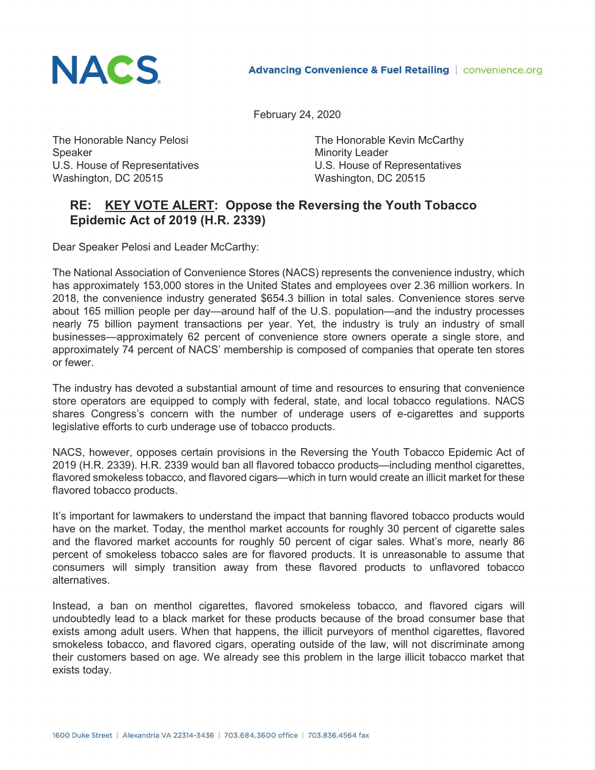NACS

Advancing Convenience & Fuel Retailing | convenience.org

February 24, 2020

The Honorable Nancy Pelosi
Speaker
U.S. House of Representatives
Washington, DC 20515

The Honorable Kevin McCarthy
Minority Leader
U.S. House of Representatives
Washington, DC 20515

**RE: <u>KEY VOTE ALERT</u>: Oppose the Reversing the Youth Tobacco Epidemic Act of 2019 (H.R. 2339)**

Dear Speaker Pelosi and Leader McCarthy:

The National Association of Convenience Stores (NACS) represents the convenience industry, which has approximately 153,000 stores in the United States and employees over 2.36 million workers. In 2018, the convenience industry generated $654.3 billion in total sales. Convenience stores serve about 165 million people per day—around half of the U.S. population—and the industry processes nearly 75 billion payment transactions per year. Yet, the industry is truly an industry of small businesses—approximately 62 percent of convenience store owners operate a single store, and approximately 74 percent of NACS' membership is composed of companies that operate ten stores or fewer.

The industry has devoted a substantial amount of time and resources to ensuring that convenience store operators are equipped to comply with federal, state, and local tobacco regulations. NACS shares Congress's concern with the number of underage users of e-cigarettes and supports legislative efforts to curb underage use of tobacco products.

NACS, however, opposes certain provisions in the Reversing the Youth Tobacco Epidemic Act of 2019 (H.R. 2339). H.R. 2339 would ban all flavored tobacco products—including menthol cigarettes, flavored smokeless tobacco, and flavored cigars—which in turn would create an illicit market for these flavored tobacco products.

It's important for lawmakers to understand the impact that banning flavored tobacco products would have on the market. Today, the menthol market accounts for roughly 30 percent of cigarette sales and the flavored market accounts for roughly 50 percent of cigar sales. What's more, nearly 86 percent of smokeless tobacco sales are for flavored products. It is unreasonable to assume that consumers will simply transition away from these flavored products to unflavored tobacco alternatives.

Instead, a ban on menthol cigarettes, flavored smokeless tobacco, and flavored cigars will undoubtedly lead to a black market for these products because of the broad consumer base that exists among adult users. When that happens, the illicit purveyors of menthol cigarettes, flavored smokeless tobacco, and flavored cigars, operating outside of the law, will not discriminate among their customers based on age. We already see this problem in the large illicit tobacco market that exists today.

1600 Duke Street | Alexandria VA 22314-3436 | 703.684.3600 office | 703.836.4564 fax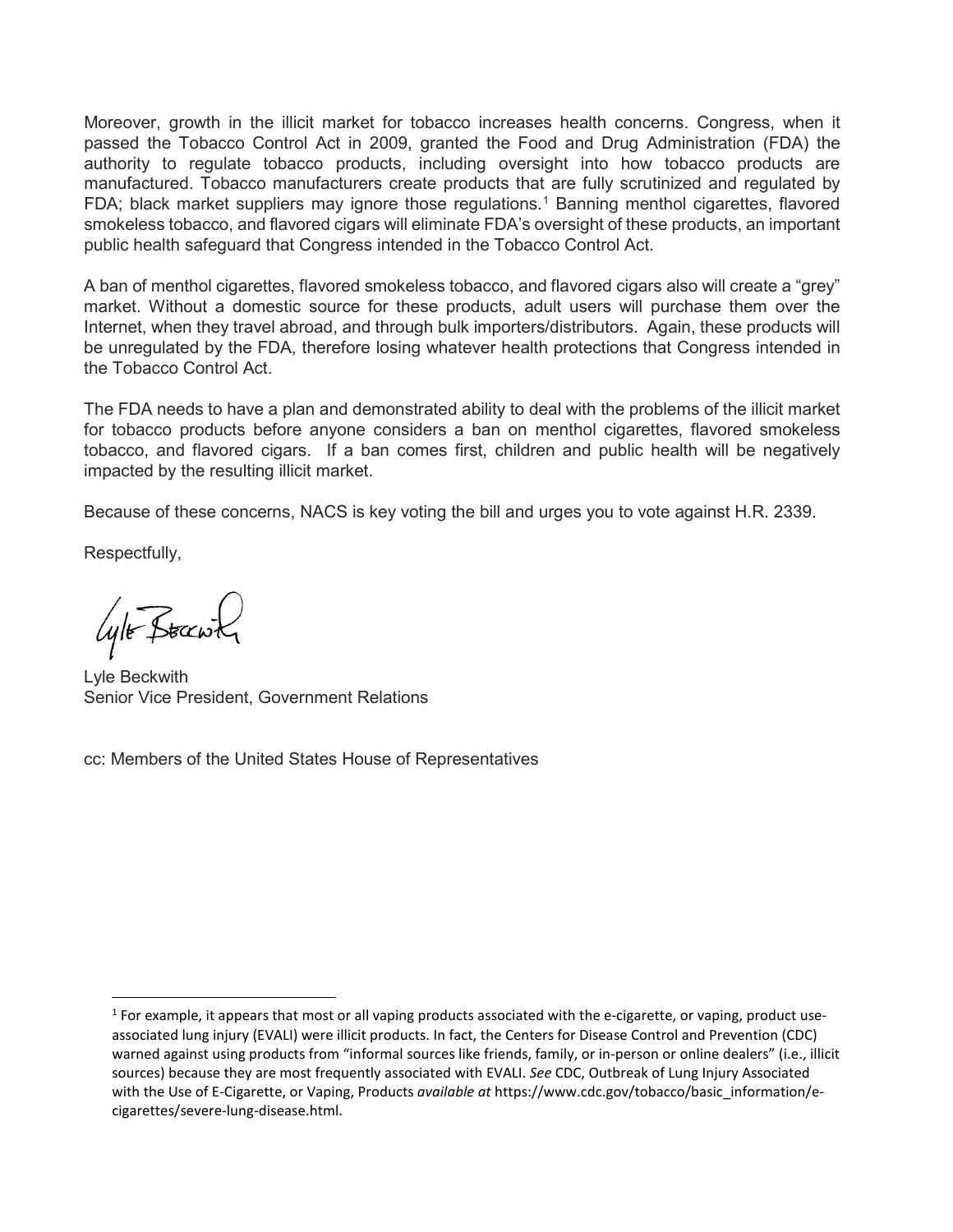Moreover, growth in the illicit market for tobacco increases health concerns. Congress, when it passed the Tobacco Control Act in 2009, granted the Food and Drug Administration (FDA) the authority to regulate tobacco products, including oversight into how tobacco products are manufactured. Tobacco manufacturers create products that are fully scrutinized and regulated by FDA; black market suppliers may ignore those regulations.[1] Banning menthol cigarettes, flavored smokeless tobacco, and flavored cigars will eliminate FDA's oversight of these products, an important public health safeguard that Congress intended in the Tobacco Control Act.

A ban of menthol cigarettes, flavored smokeless tobacco, and flavored cigars also will create a "grey" market. Without a domestic source for these products, adult users will purchase them over the Internet, when they travel abroad, and through bulk importers/distributors. Again, these products will be unregulated by the FDA, therefore losing whatever health protections that Congress intended in the Tobacco Control Act.

The FDA needs to have a plan and demonstrated ability to deal with the problems of the illicit market for tobacco products before anyone considers a ban on menthol cigarettes, flavored smokeless tobacco, and flavored cigars. If a ban comes first, children and public health will be negatively impacted by the resulting illicit market.

Because of these concerns, NACS is key voting the bill and urges you to vote against H.R. 2339.

Respectfully,

Lyle Beckwith
Senior Vice President, Government Relations

cc: Members of the United States House of Representatives

---

[1] For example, it appears that most or all vaping products associated with the e-cigarette, or vaping, product use-associated lung injury (EVALI) were illicit products. In fact, the Centers for Disease Control and Prevention (CDC) warned against using products from "informal sources like friends, family, or in-person or online dealers" (i.e., illicit sources) because they are most frequently associated with EVALI. *See* CDC, Outbreak of Lung Injury Associated with the Use of E-Cigarette, or Vaping, Products *available at* https://www.cdc.gov/tobacco/basic_information/e-cigarettes/severe-lung-disease.html.